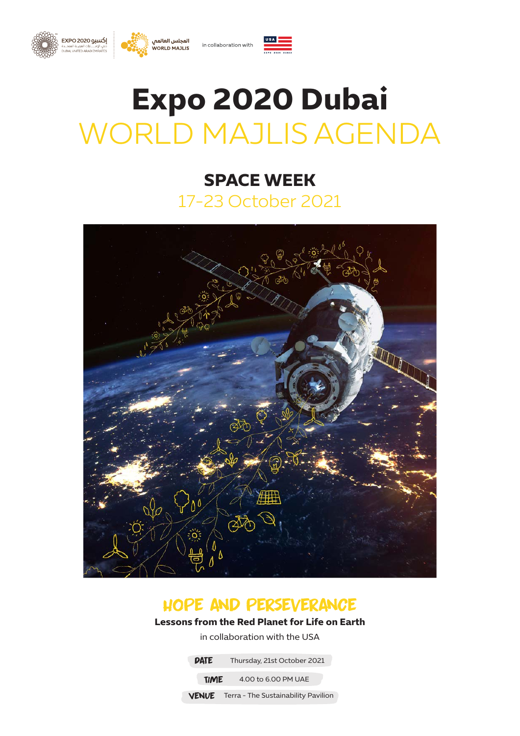EXPO 2020 إكسبو
دبي، الإمارات العربية المتحدة
DUBAI, UNITED ARAB EMIRATES

المجلس العالمي
WORLD MAJLIS

in collaboration with

USA
EXPO 2020 DUBAI

# Expo 2020 Dubai
# WORLD MAJLIS AGENDA

## SPACE WEEK
17-23 October 2021

## HOPE AND PERSEVERANCE

**Lessons from the Red Planet for Life on Earth**

in collaboration with the USA

| | |
|---|---|
| **DATE** | Thursday, 21st October 2021 |
| **TIME** | 4.00 to 6.00 PM UAE |
| **VENUE** | Terra - The Sustainability Pavilion |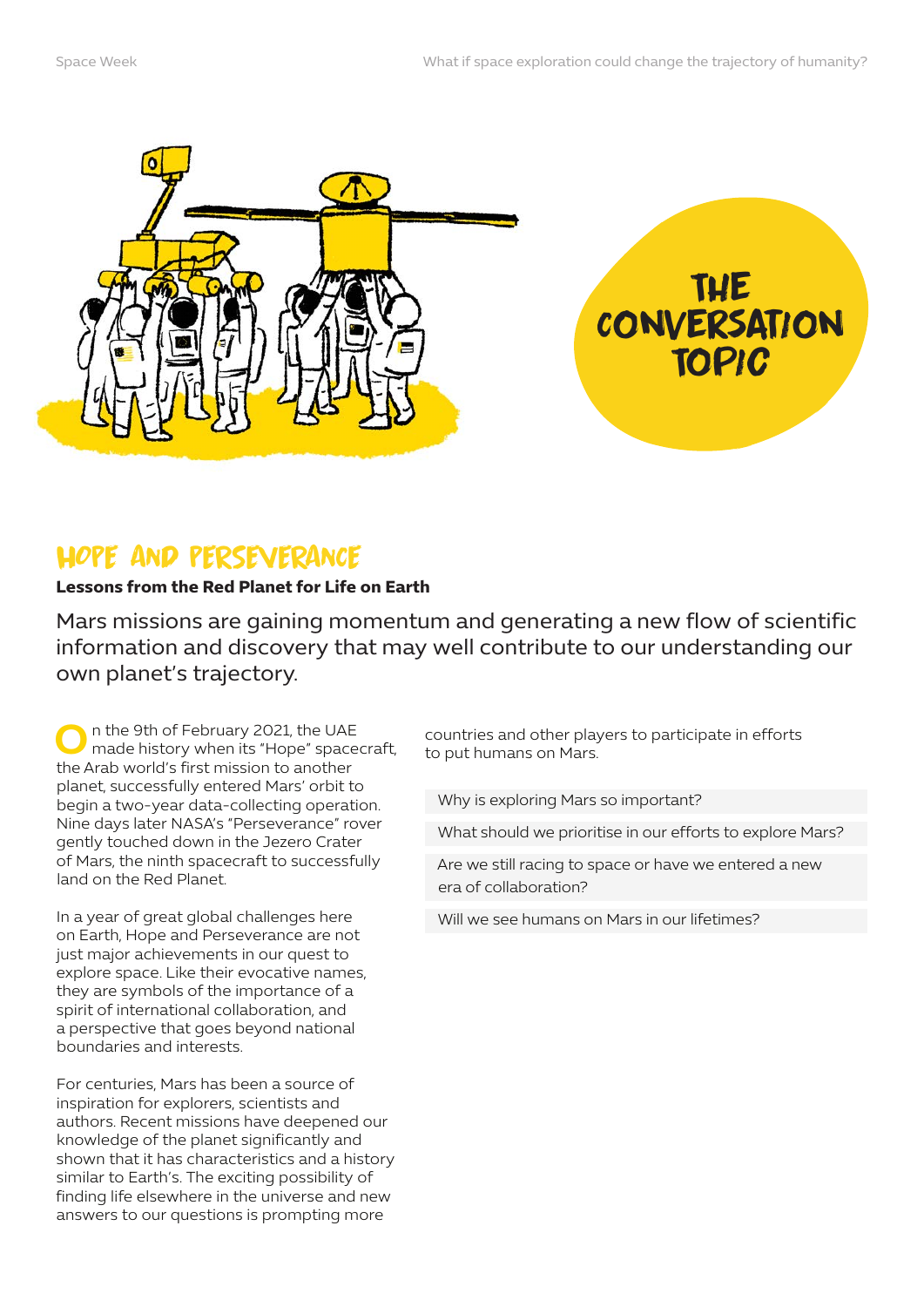THE CONVERSATION TOPIC

# HOPE AND PERSEVERANCE

**Lessons from the Red Planet for Life on Earth**

Mars missions are gaining momentum and generating a new flow of scientific information and discovery that may well contribute to our understanding our own planet's trajectory.

On the 9th of February 2021, the UAE made history when its "Hope" spacecraft, the Arab world's first mission to another planet, successfully entered Mars' orbit to begin a two-year data-collecting operation. Nine days later NASA's "Perseverance" rover gently touched down in the Jezero Crater of Mars, the ninth spacecraft to successfully land on the Red Planet.

In a year of great global challenges here on Earth, Hope and Perseverance are not just major achievements in our quest to explore space. Like their evocative names, they are symbols of the importance of a spirit of international collaboration, and a perspective that goes beyond national boundaries and interests.

For centuries, Mars has been a source of inspiration for explorers, scientists and authors. Recent missions have deepened our knowledge of the planet significantly and shown that it has characteristics and a history similar to Earth's. The exciting possibility of finding life elsewhere in the universe and new answers to our questions is prompting more countries and other players to participate in efforts to put humans on Mars.

- Why is exploring Mars so important?
- What should we prioritise in our efforts to explore Mars?
- Are we still racing to space or have we entered a new era of collaboration?
- Will we see humans on Mars in our lifetimes?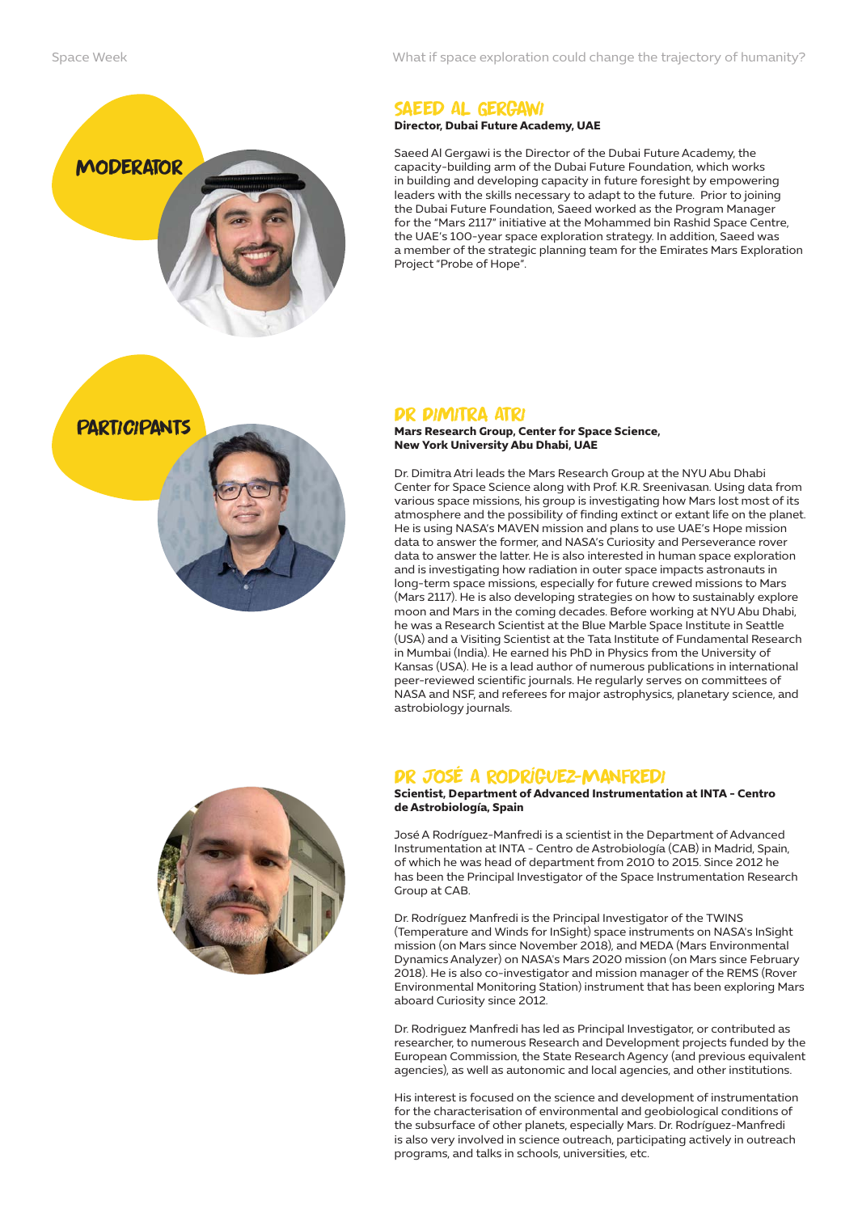## MODERATOR

### SAEED AL GERGAWI

**Director, Dubai Future Academy, UAE**

Saeed Al Gergawi is the Director of the Dubai Future Academy, the capacity-building arm of the Dubai Future Foundation, which works in building and developing capacity in future foresight by empowering leaders with the skills necessary to adapt to the future. Prior to joining the Dubai Future Foundation, Saeed worked as the Program Manager for the "Mars 2117" initiative at the Mohammed bin Rashid Space Centre, the UAE's 100-year space exploration strategy. In addition, Saeed was a member of the strategic planning team for the Emirates Mars Exploration Project "Probe of Hope".

## PARTICIPANTS

### DR DIMITRA ATRI

**Mars Research Group, Center for Space Science, New York University Abu Dhabi, UAE**

Dr. Dimitra Atri leads the Mars Research Group at the NYU Abu Dhabi Center for Space Science along with Prof. K.R. Sreenivasan. Using data from various space missions, his group is investigating how Mars lost most of its atmosphere and the possibility of finding extinct or extant life on the planet. He is using NASA's MAVEN mission and plans to use UAE's Hope mission data to answer the former, and NASA's Curiosity and Perseverance rover data to answer the latter. He is also interested in human space exploration and is investigating how radiation in outer space impacts astronauts in long-term space missions, especially for future crewed missions to Mars (Mars 2117). He is also developing strategies on how to sustainably explore moon and Mars in the coming decades. Before working at NYU Abu Dhabi, he was a Research Scientist at the Blue Marble Space Institute in Seattle (USA) and a Visiting Scientist at the Tata Institute of Fundamental Research in Mumbai (India). He earned his PhD in Physics from the University of Kansas (USA). He is a lead author of numerous publications in international peer-reviewed scientific journals. He regularly serves on committees of NASA and NSF, and referees for major astrophysics, planetary science, and astrobiology journals.

### DR JOSÉ A RODRÍGUEZ-MANFREDI

**Scientist, Department of Advanced Instrumentation at INTA - Centro de Astrobiología, Spain**

José A Rodríguez-Manfredi is a scientist in the Department of Advanced Instrumentation at INTA - Centro de Astrobiología (CAB) in Madrid, Spain, of which he was head of department from 2010 to 2015. Since 2012 he has been the Principal Investigator of the Space Instrumentation Research Group at CAB.

Dr. Rodríguez Manfredi is the Principal Investigator of the TWINS (Temperature and Winds for InSight) space instruments on NASA's InSight mission (on Mars since November 2018), and MEDA (Mars Environmental Dynamics Analyzer) on NASA's Mars 2020 mission (on Mars since February 2018). He is also co-investigator and mission manager of the REMS (Rover Environmental Monitoring Station) instrument that has been exploring Mars aboard Curiosity since 2012.

Dr. Rodriguez Manfredi has led as Principal Investigator, or contributed as researcher, to numerous Research and Development projects funded by the European Commission, the State Research Agency (and previous equivalent agencies), as well as autonomic and local agencies, and other institutions.

His interest is focused on the science and development of instrumentation for the characterisation of environmental and geobiological conditions of the subsurface of other planets, especially Mars. Dr. Rodríguez-Manfredi is also very involved in science outreach, participating actively in outreach programs, and talks in schools, universities, etc.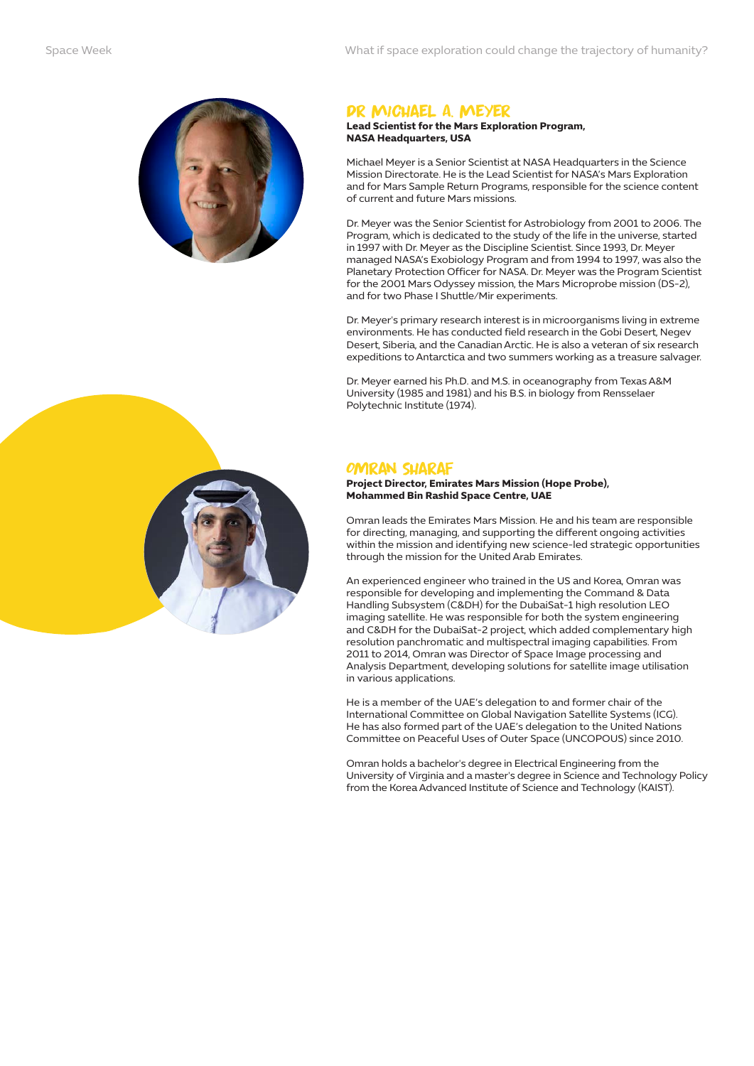## DR MICHAEL A. MEYER

**Lead Scientist for the Mars Exploration Program, NASA Headquarters, USA**

Michael Meyer is a Senior Scientist at NASA Headquarters in the Science Mission Directorate. He is the Lead Scientist for NASA's Mars Exploration and for Mars Sample Return Programs, responsible for the science content of current and future Mars missions.

Dr. Meyer was the Senior Scientist for Astrobiology from 2001 to 2006. The Program, which is dedicated to the study of the life in the universe, started in 1997 with Dr. Meyer as the Discipline Scientist. Since 1993, Dr. Meyer managed NASA's Exobiology Program and from 1994 to 1997, was also the Planetary Protection Officer for NASA. Dr. Meyer was the Program Scientist for the 2001 Mars Odyssey mission, the Mars Microprobe mission (DS-2), and for two Phase I Shuttle/Mir experiments.

Dr. Meyer's primary research interest is in microorganisms living in extreme environments. He has conducted field research in the Gobi Desert, Negev Desert, Siberia, and the Canadian Arctic. He is also a veteran of six research expeditions to Antarctica and two summers working as a treasure salvager.

Dr. Meyer earned his Ph.D. and M.S. in oceanography from Texas A&M University (1985 and 1981) and his B.S. in biology from Rensselaer Polytechnic Institute (1974).

## OMRAN SHARAF

**Project Director, Emirates Mars Mission (Hope Probe), Mohammed Bin Rashid Space Centre, UAE**

Omran leads the Emirates Mars Mission. He and his team are responsible for directing, managing, and supporting the different ongoing activities within the mission and identifying new science-led strategic opportunities through the mission for the United Arab Emirates.

An experienced engineer who trained in the US and Korea, Omran was responsible for developing and implementing the Command & Data Handling Subsystem (C&DH) for the DubaiSat-1 high resolution LEO imaging satellite. He was responsible for both the system engineering and C&DH for the DubaiSat-2 project, which added complementary high resolution panchromatic and multispectral imaging capabilities. From 2011 to 2014, Omran was Director of Space Image processing and Analysis Department, developing solutions for satellite image utilisation in various applications.

He is a member of the UAE's delegation to and former chair of the International Committee on Global Navigation Satellite Systems (ICG). He has also formed part of the UAE's delegation to the United Nations Committee on Peaceful Uses of Outer Space (UNCOPOUS) since 2010.

Omran holds a bachelor's degree in Electrical Engineering from the University of Virginia and a master's degree in Science and Technology Policy from the Korea Advanced Institute of Science and Technology (KAIST).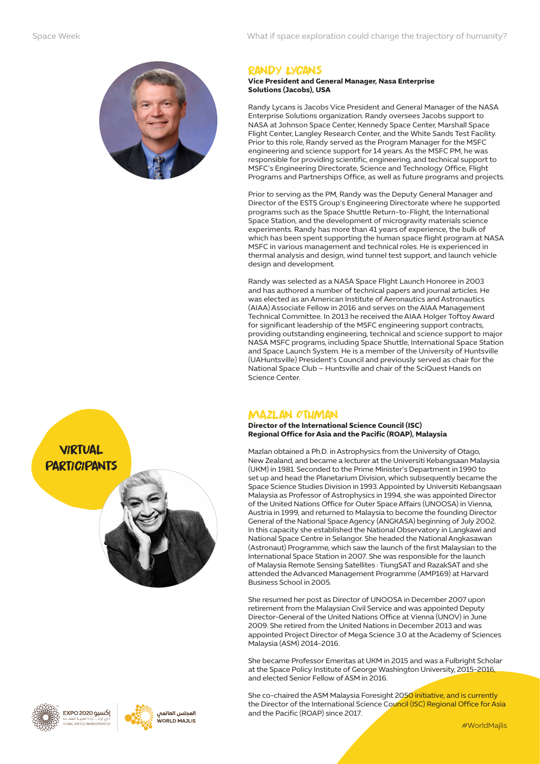## RANDY LYCANS

**Vice President and General Manager, Nasa Enterprise Solutions (Jacobs), USA**

Randy Lycans is Jacobs Vice President and General Manager of the NASA Enterprise Solutions organization. Randy oversees Jacobs support to NASA at Johnson Space Center, Kennedy Space Center, Marshall Space Flight Center, Langley Research Center, and the White Sands Test Facility. Prior to this role, Randy served as the Program Manager for the MSFC engineering and science support for 14 years. As the MSFC PM, he was responsible for providing scientific, engineering, and technical support to MSFC's Engineering Directorate, Science and Technology Office, Flight Programs and Partnerships Office, as well as future programs and projects.

Prior to serving as the PM, Randy was the Deputy General Manager and Director of the ESTS Group's Engineering Directorate where he supported programs such as the Space Shuttle Return-to-Flight, the International Space Station, and the development of microgravity materials science experiments. Randy has more than 41 years of experience, the bulk of which has been spent supporting the human space flight program at NASA MSFC in various management and technical roles. He is experienced in thermal analysis and design, wind tunnel test support, and launch vehicle design and development.

Randy was selected as a NASA Space Flight Launch Honoree in 2003 and has authored a number of technical papers and journal articles. He was elected as an American Institute of Aeronautics and Astronautics (AIAA) Associate Fellow in 2016 and serves on the AIAA Management Technical Committee. In 2013 he received the AIAA Holger Toftoy Award for significant leadership of the MSFC engineering support contracts, providing outstanding engineering, technical and science support to major NASA MSFC programs, including Space Shuttle, International Space Station and Space Launch System. He is a member of the University of Huntsville (UAHuntsville) President's Council and previously served as chair for the National Space Club – Huntsville and chair of the SciQuest Hands on Science Center.

# VIRTUAL PARTICIPANTS

## MAZLAN OTHMAN

**Director of the International Science Council (ISC) Regional Office for Asia and the Pacific (ROAP), Malaysia**

Mazlan obtained a Ph.D. in Astrophysics from the University of Otago, New Zealand, and became a lecturer at the Universiti Kebangsaan Malaysia (UKM) in 1981. Seconded to the Prime Minister's Department in 1990 to set up and head the Planetarium Division, which subsequently became the Space Science Studies Division in 1993. Appointed by Universiti Kebangsaan Malaysia as Professor of Astrophysics in 1994, she was appointed Director of the United Nations Office for Outer Space Affairs (UNOOSA) in Vienna, Austria in 1999, and returned to Malaysia to become the founding Director General of the National Space Agency (ANGKASA) beginning of July 2002. In this capacity she established the National Observatory in Langkawi and National Space Centre in Selangor. She headed the National Angkasawan (Astronaut) Programme, which saw the launch of the first Malaysian to the International Space Station in 2007. She was responsible for the launch of Malaysia Remote Sensing Satellites : TiungSAT and RazakSAT and she attended the Advanced Management Programme (AMP169) at Harvard Business School in 2005.

She resumed her post as Director of UNOOSA in December 2007 upon retirement from the Malaysian Civil Service and was appointed Deputy Director-General of the United Nations Office at Vienna (UNOV) in June 2009. She retired from the United Nations in December 2013 and was appointed Project Director of Mega Science 3.0 at the Academy of Sciences Malaysia (ASM) 2014-2016.

She became Professor Emeritas at UKM in 2015 and was a Fulbright Scholar at the Space Policy Institute of George Washington University, 2015-2016, and elected Senior Fellow of ASM in 2016.

She co-chaired the ASM Malaysia Foresight 2050 initiative, and is currently the Director of the International Science Council (ISC) Regional Office for Asia and the Pacific (ROAP) since 2017.